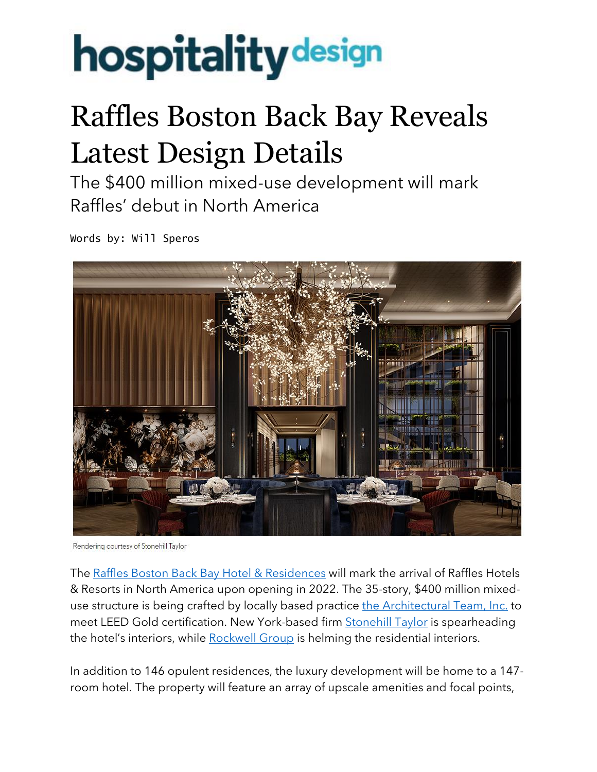hospitality design

# Raffles Boston Back Bay Reveals Latest Design Details

The $400 million mixed-use development will mark Raffles' debut in North America

Words by: Will Speros

Rendering courtesy of Stonehill Taylor

The Raffles Boston Back Bay Hotel & Residences will mark the arrival of Raffles Hotels & Resorts in North America upon opening in 2022. The 35-story, $400 million mixed-use structure is being crafted by locally based practice the Architectural Team, Inc. to meet LEED Gold certification. New York-based firm Stonehill Taylor is spearheading the hotel's interiors, while Rockwell Group is helming the residential interiors.

In addition to 146 opulent residences, the luxury development will be home to a 147-room hotel. The property will feature an array of upscale amenities and focal points,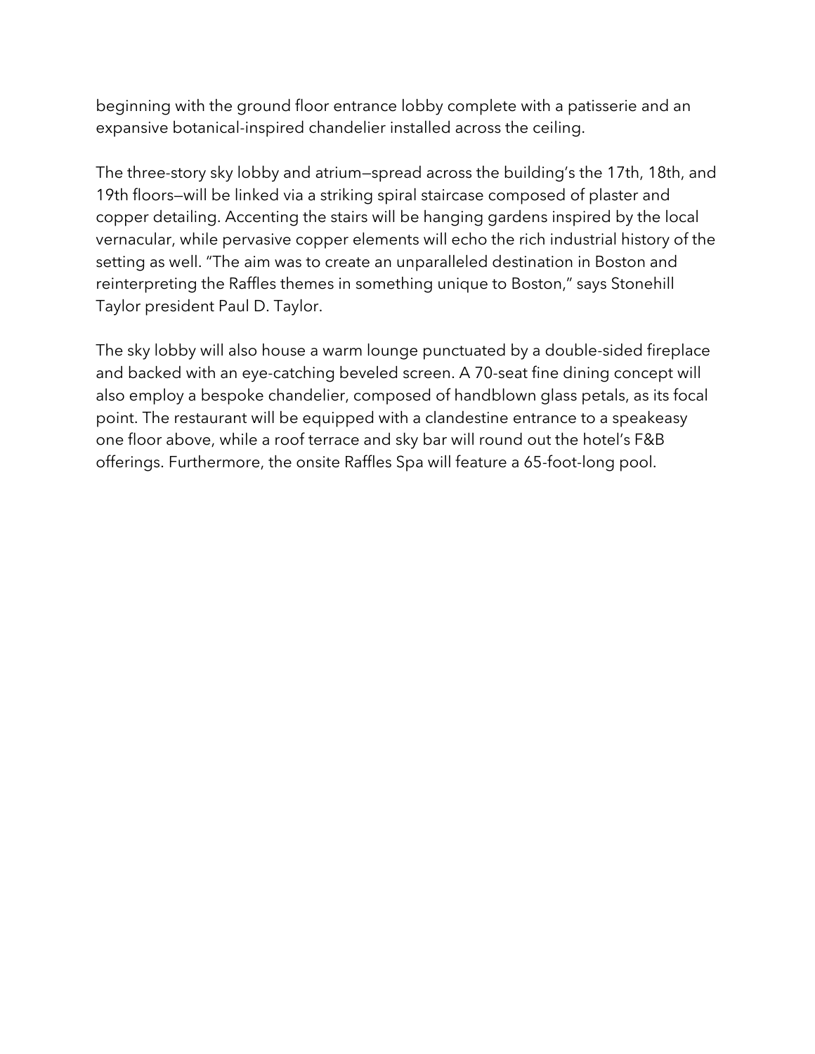beginning with the ground floor entrance lobby complete with a patisserie and an expansive botanical-inspired chandelier installed across the ceiling.

The three-story sky lobby and atrium—spread across the building's the 17th, 18th, and 19th floors—will be linked via a striking spiral staircase composed of plaster and copper detailing. Accenting the stairs will be hanging gardens inspired by the local vernacular, while pervasive copper elements will echo the rich industrial history of the setting as well. "The aim was to create an unparalleled destination in Boston and reinterpreting the Raffles themes in something unique to Boston," says Stonehill Taylor president Paul D. Taylor.

The sky lobby will also house a warm lounge punctuated by a double-sided fireplace and backed with an eye-catching beveled screen. A 70-seat fine dining concept will also employ a bespoke chandelier, composed of handblown glass petals, as its focal point. The restaurant will be equipped with a clandestine entrance to a speakeasy one floor above, while a roof terrace and sky bar will round out the hotel's F&B offerings. Furthermore, the onsite Raffles Spa will feature a 65-foot-long pool.